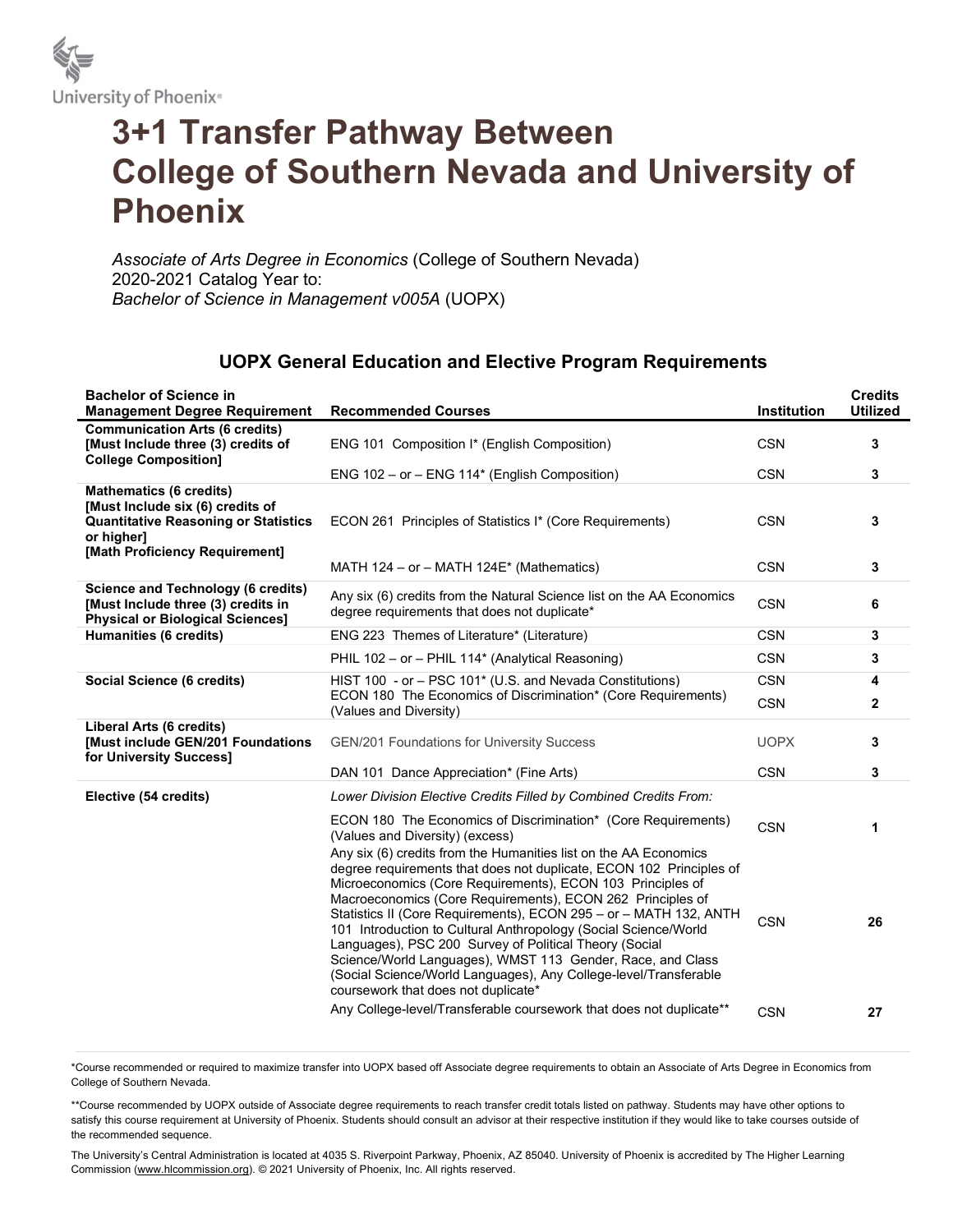# 3+1 Transfer Pathway Between College of Southern Nevada and University of Phoenix

*Associate of Arts Degree in Economics* (College of Southern Nevada)
2020-2021 Catalog Year to:
*Bachelor of Science in Management v005A* (UOPX)

## UOPX General Education and Elective Program Requirements

| Bachelor of Science in Management Degree Requirement | Recommended Courses | Institution | Credits Utilized |
|---|---|---|---|
| **Communication Arts (6 credits) [Must Include three (3) credits of College Composition]** | ENG 101 Composition I* (English Composition) | CSN | 3 |
| | ENG 102 – or – ENG 114* (English Composition) | CSN | 3 |
| **Mathematics (6 credits) [Must Include six (6) credits of Quantitative Reasoning or Statistics or higher] [Math Proficiency Requirement]** | ECON 261 Principles of Statistics I* (Core Requirements) | CSN | 3 |
| | MATH 124 – or – MATH 124E* (Mathematics) | CSN | 3 |
| **Science and Technology (6 credits) [Must Include three (3) credits in Physical or Biological Sciences]** | Any six (6) credits from the Natural Science list on the AA Economics degree requirements that does not duplicate* | CSN | 6 |
| **Humanities (6 credits)** | ENG 223 Themes of Literature* (Literature) | CSN | 3 |
| | PHIL 102 – or – PHIL 114* (Analytical Reasoning) | CSN | 3 |
| **Social Science (6 credits)** | HIST 100 - or – PSC 101* (U.S. and Nevada Constitutions) | CSN | 4 |
| | ECON 180 The Economics of Discrimination* (Core Requirements) (Values and Diversity) | CSN | 2 |
| **Liberal Arts (6 credits) [Must include GEN/201 Foundations for University Success]** | GEN/201 Foundations for University Success | UOPX | 3 |
| | DAN 101 Dance Appreciation* (Fine Arts) | CSN | 3 |
| **Elective (54 credits)** | *Lower Division Elective Credits Filled by Combined Credits From:* | | |
| | ECON 180 The Economics of Discrimination* (Core Requirements) (Values and Diversity) (excess) | CSN | 1 |
| | Any six (6) credits from the Humanities list on the AA Economics degree requirements that does not duplicate, ECON 102 Principles of Microeconomics (Core Requirements), ECON 103 Principles of Macroeconomics (Core Requirements), ECON 262 Principles of Statistics II (Core Requirements), ECON 295 – or – MATH 132, ANTH 101 Introduction to Cultural Anthropology (Social Science/World Languages), PSC 200 Survey of Political Theory (Social Science/World Languages), WMST 113 Gender, Race, and Class (Social Science/World Languages), Any College-level/Transferable coursework that does not duplicate* | CSN | 26 |
| | Any College-level/Transferable coursework that does not duplicate** | CSN | 27 |

*Course recommended or required to maximize transfer into UOPX based off Associate degree requirements to obtain an Associate of Arts Degree in Economics from College of Southern Nevada.

**Course recommended by UOPX outside of Associate degree requirements to reach transfer credit totals listed on pathway. Students may have other options to satisfy this course requirement at University of Phoenix. Students should consult an advisor at their respective institution if they would like to take courses outside of the recommended sequence.

The University's Central Administration is located at 4035 S. Riverpoint Parkway, Phoenix, AZ 85040. University of Phoenix is accredited by The Higher Learning Commission (www.hlcommission.org). © 2021 University of Phoenix, Inc. All rights reserved.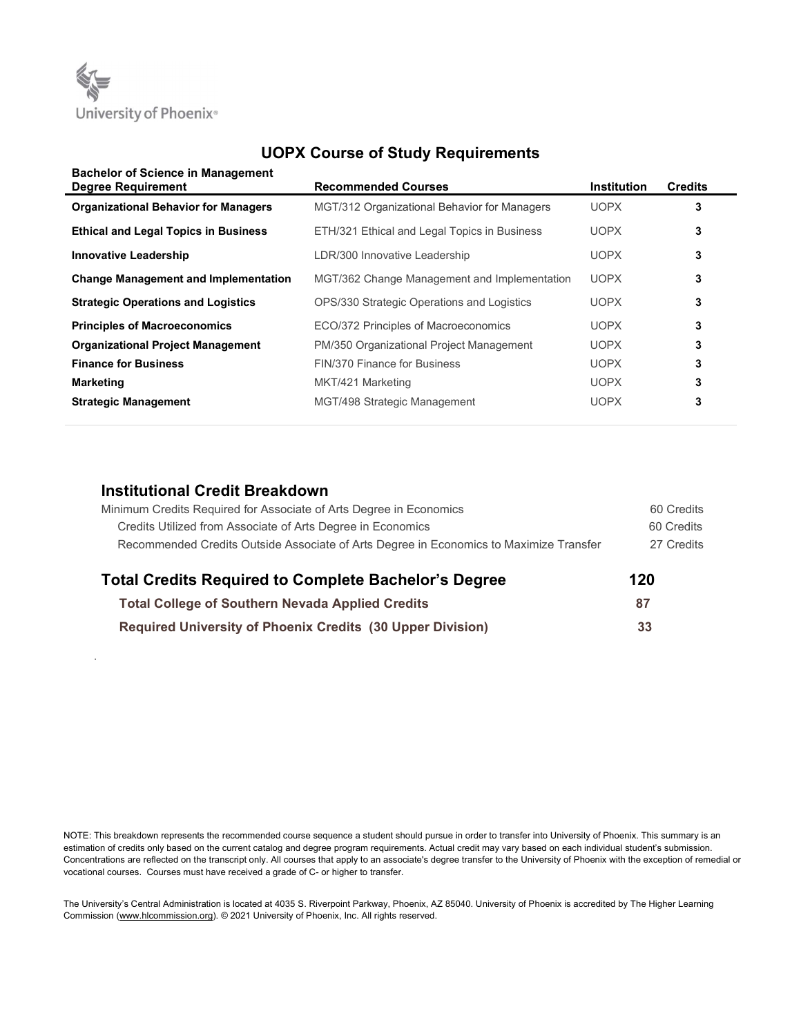University of Phoenix®

## UOPX Course of Study Requirements

| Bachelor of Science in Management Degree Requirement | Recommended Courses | Institution | Credits |
|---|---|---|---|
| **Organizational Behavior for Managers** | MGT/312 Organizational Behavior for Managers | UOPX | 3 |
| **Ethical and Legal Topics in Business** | ETH/321 Ethical and Legal Topics in Business | UOPX | 3 |
| **Innovative Leadership** | LDR/300 Innovative Leadership | UOPX | 3 |
| **Change Management and Implementation** | MGT/362 Change Management and Implementation | UOPX | 3 |
| **Strategic Operations and Logistics** | OPS/330 Strategic Operations and Logistics | UOPX | 3 |
| **Principles of Macroeconomics** | ECO/372 Principles of Macroeconomics | UOPX | 3 |
| **Organizational Project Management** | PM/350 Organizational Project Management | UOPX | 3 |
| **Finance for Business** | FIN/370 Finance for Business | UOPX | 3 |
| **Marketing** | MKT/421 Marketing | UOPX | 3 |
| **Strategic Management** | MGT/498 Strategic Management | UOPX | 3 |

### Institutional Credit Breakdown

| | |
|---|---|
| Minimum Credits Required for Associate of Arts Degree in Economics | 60 Credits |
| Credits Utilized from Associate of Arts Degree in Economics | 60 Credits |
| Recommended Credits Outside Associate of Arts Degree in Economics to Maximize Transfer | 27 Credits |

| | |
|---|---|
| **Total Credits Required to Complete Bachelor's Degree** | **120** |
| **Total College of Southern Nevada Applied Credits** | **87** |
| **Required University of Phoenix Credits (30 Upper Division)** | **33** |

NOTE: This breakdown represents the recommended course sequence a student should pursue in order to transfer into University of Phoenix. This summary is an estimation of credits only based on the current catalog and degree program requirements. Actual credit may vary based on each individual student's submission. Concentrations are reflected on the transcript only. All courses that apply to an associate's degree transfer to the University of Phoenix with the exception of remedial or vocational courses. Courses must have received a grade of C- or higher to transfer.

The University's Central Administration is located at 4035 S. Riverpoint Parkway, Phoenix, AZ 85040. University of Phoenix is accredited by The Higher Learning Commission (www.hlcommission.org). © 2021 University of Phoenix, Inc. All rights reserved.